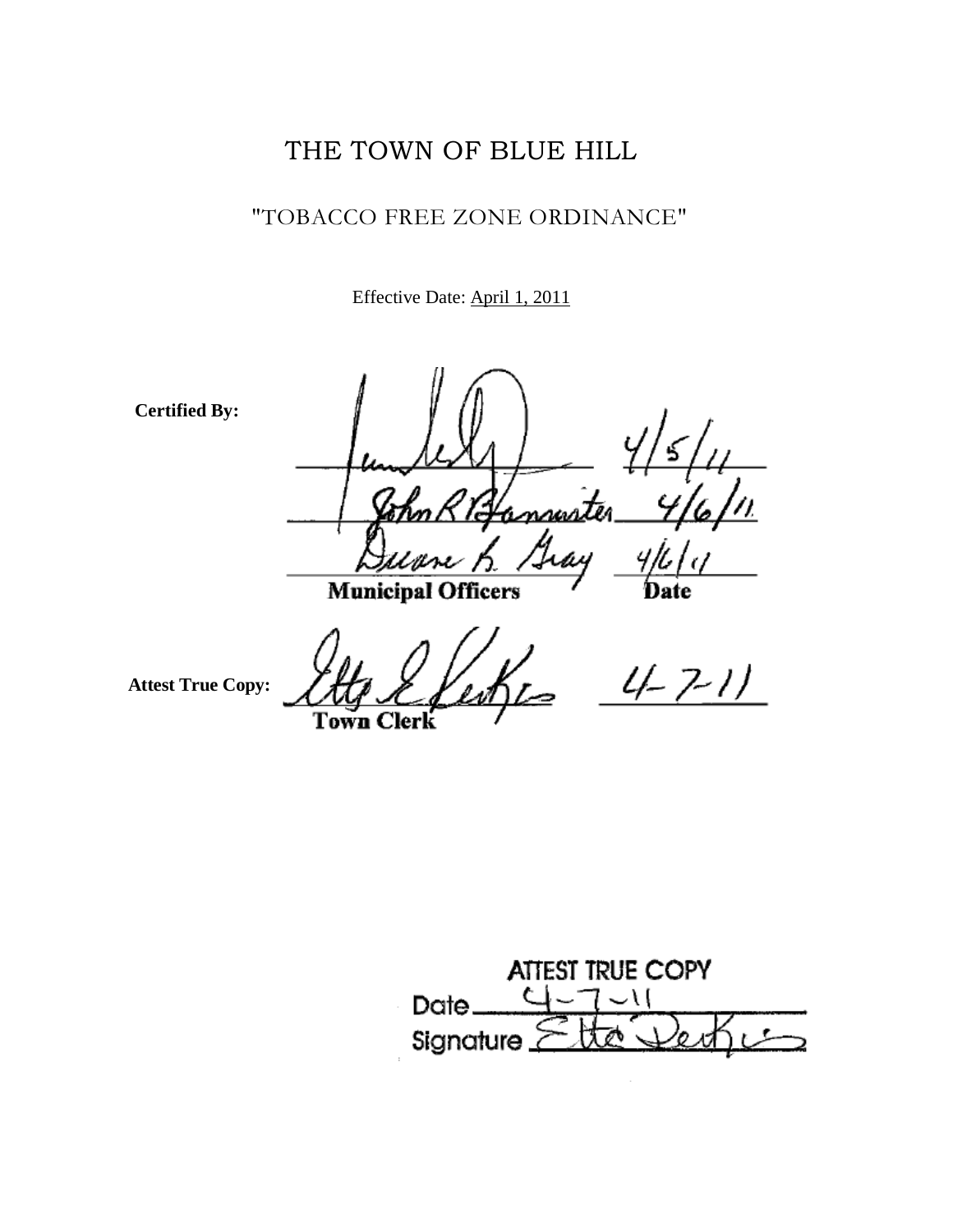# THE TOWN OF BLUE HILL

## "TOBACCO FREE ZONE ORDINANCE"

Effective Date: April 1, 2011

**Certified By:**

| Municipal Officers | Date |
|---|---|
| [signature] | 4/5/11 |
| John R Bannister | 4/6/11 |
| Duane K. Gray | 4/6/11 |

**Attest True Copy:** [signature] 4-7-11
Town Clerk

ATTEST TRUE COPY
Date 4-7-11
Signature [signature]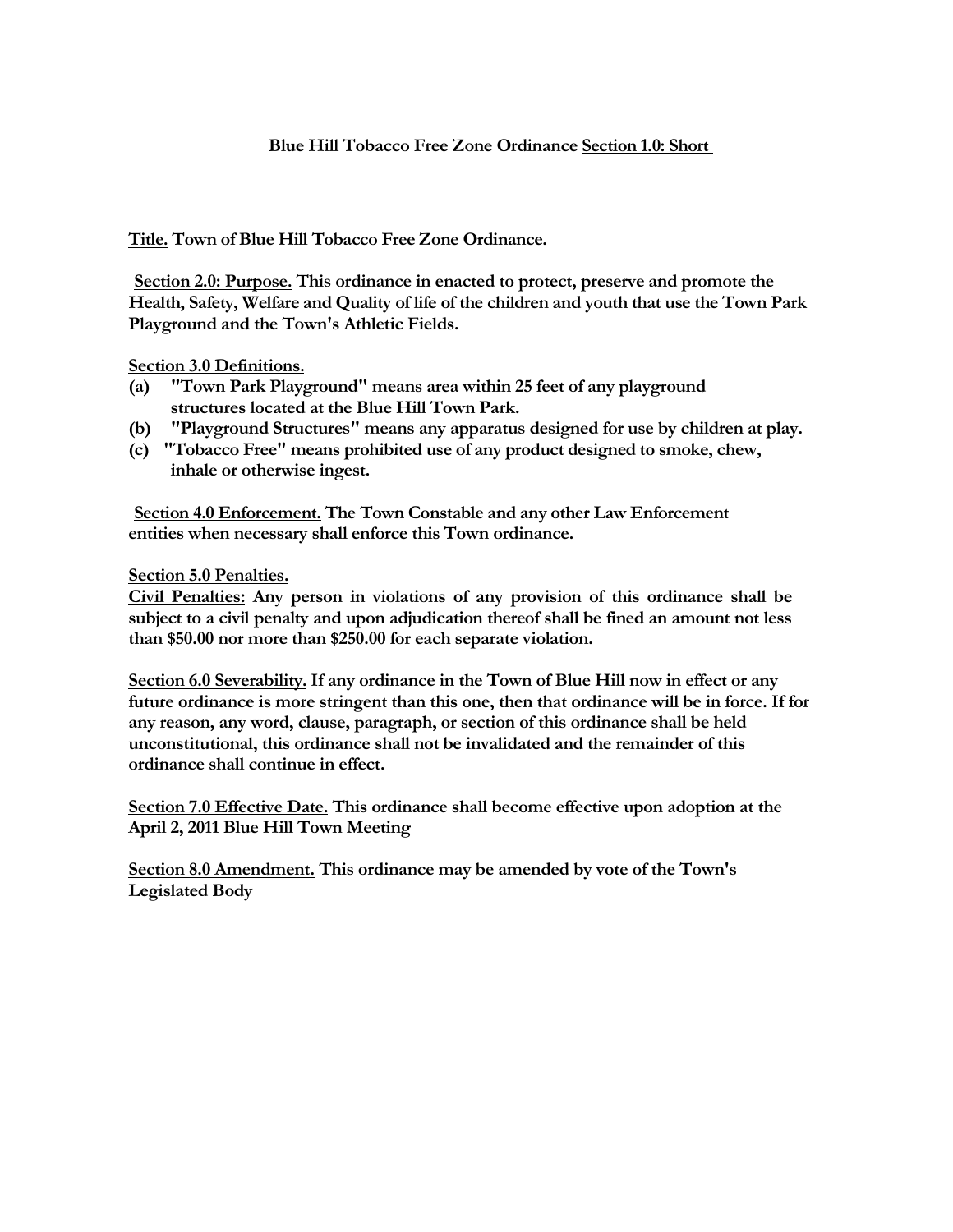**Blue Hill Tobacco Free Zone Ordinance Section 1.0: Short**

**Title. Town of Blue Hill Tobacco Free Zone Ordinance.**

**Section 2.0: Purpose. This ordinance in enacted to protect, preserve and promote the Health, Safety, Welfare and Quality of life of the children and youth that use the Town Park Playground and the Town's Athletic Fields.**

**Section 3.0 Definitions.**

**(a) "Town Park Playground" means area within 25 feet of any playground structures located at the Blue Hill Town Park.**

**(b) "Playground Structures" means any apparatus designed for use by children at play.**

**(c) "Tobacco Free" means prohibited use of any product designed to smoke, chew, inhale or otherwise ingest.**

**Section 4.0 Enforcement. The Town Constable and any other Law Enforcement entities when necessary shall enforce this Town ordinance.**

**Section 5.0 Penalties.**

**Civil Penalties: Any person in violations of any provision of this ordinance shall be subject to a civil penalty and upon adjudication thereof shall be fined an amount not less than $50.00 nor more than $250.00 for each separate violation.**

**Section 6.0 Severability. If any ordinance in the Town of Blue Hill now in effect or any future ordinance is more stringent than this one, then that ordinance will be in force. If for any reason, any word, clause, paragraph, or section of this ordinance shall be held unconstitutional, this ordinance shall not be invalidated and the remainder of this ordinance shall continue in effect.**

**Section 7.0 Effective Date. This ordinance shall become effective upon adoption at the April 2, 2011 Blue Hill Town Meeting**

**Section 8.0 Amendment. This ordinance may be amended by vote of the Town's Legislated Body**